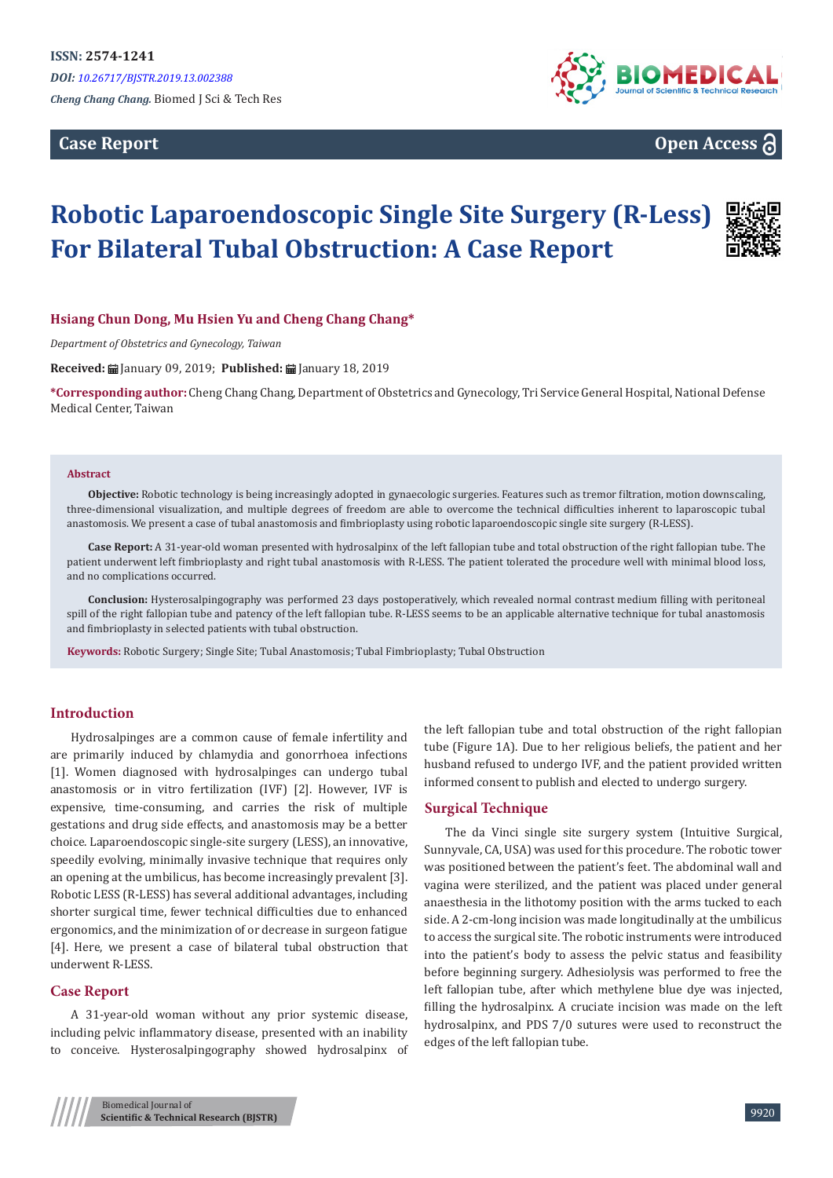ISSN: 2574-1241

*DOI: 10.26717/BJSTR.2019.13.002388*

*Cheng Chang Chang.* Biomed J Sci & Tech Res

**Case Report** **Open Access**

# Robotic Laparoendoscopic Single Site Surgery (R-Less) For Bilateral Tubal Obstruction: A Case Report

**Hsiang Chun Dong, Mu Hsien Yu and Cheng Chang Chang***

*Department of Obstetrics and Gynecology, Taiwan*

**Received:** January 09, 2019; **Published:** January 18, 2019

***Corresponding author:** Cheng Chang Chang, Department of Obstetrics and Gynecology, Tri Service General Hospital, National Defense Medical Center, Taiwan

**Abstract**

**Objective:** Robotic technology is being increasingly adopted in gynaecologic surgeries. Features such as tremor filtration, motion downscaling, three-dimensional visualization, and multiple degrees of freedom are able to overcome the technical difficulties inherent to laparoscopic tubal anastomosis. We present a case of tubal anastomosis and fimbrioplasty using robotic laparoendoscopic single site surgery (R-LESS).

**Case Report:** A 31-year-old woman presented with hydrosalpinx of the left fallopian tube and total obstruction of the right fallopian tube. The patient underwent left fimbrioplasty and right tubal anastomosis with R-LESS. The patient tolerated the procedure well with minimal blood loss, and no complications occurred.

**Conclusion:** Hysterosalpingography was performed 23 days postoperatively, which revealed normal contrast medium filling with peritoneal spill of the right fallopian tube and patency of the left fallopian tube. R-LESS seems to be an applicable alternative technique for tubal anastomosis and fimbrioplasty in selected patients with tubal obstruction.

**Keywords:** Robotic Surgery; Single Site; Tubal Anastomosis; Tubal Fimbrioplasty; Tubal Obstruction

## Introduction

Hydrosalpinges are a common cause of female infertility and are primarily induced by chlamydia and gonorrhoea infections [1]. Women diagnosed with hydrosalpinges can undergo tubal anastomosis or in vitro fertilization (IVF) [2]. However, IVF is expensive, time-consuming, and carries the risk of multiple gestations and drug side effects, and anastomosis may be a better choice. Laparoendoscopic single-site surgery (LESS), an innovative, speedily evolving, minimally invasive technique that requires only an opening at the umbilicus, has become increasingly prevalent [3]. Robotic LESS (R-LESS) has several additional advantages, including shorter surgical time, fewer technical difficulties due to enhanced ergonomics, and the minimization of or decrease in surgeon fatigue [4]. Here, we present a case of bilateral tubal obstruction that underwent R-LESS.

## Case Report

A 31-year-old woman without any prior systemic disease, including pelvic inflammatory disease, presented with an inability to conceive. Hysterosalpingography showed hydrosalpinx of the left fallopian tube and total obstruction of the right fallopian tube (Figure 1A). Due to her religious beliefs, the patient and her husband refused to undergo IVF, and the patient provided written informed consent to publish and elected to undergo surgery.

## Surgical Technique

The da Vinci single site surgery system (Intuitive Surgical, Sunnyvale, CA, USA) was used for this procedure. The robotic tower was positioned between the patient's feet. The abdominal wall and vagina were sterilized, and the patient was placed under general anaesthesia in the lithotomy position with the arms tucked to each side. A 2-cm-long incision was made longitudinally at the umbilicus to access the surgical site. The robotic instruments were introduced into the patient's body to assess the pelvic status and feasibility before beginning surgery. Adhesiolysis was performed to free the left fallopian tube, after which methylene blue dye was injected, filling the hydrosalpinx. A cruciate incision was made on the left hydrosalpinx, and PDS 7/0 sutures were used to reconstruct the edges of the left fallopian tube.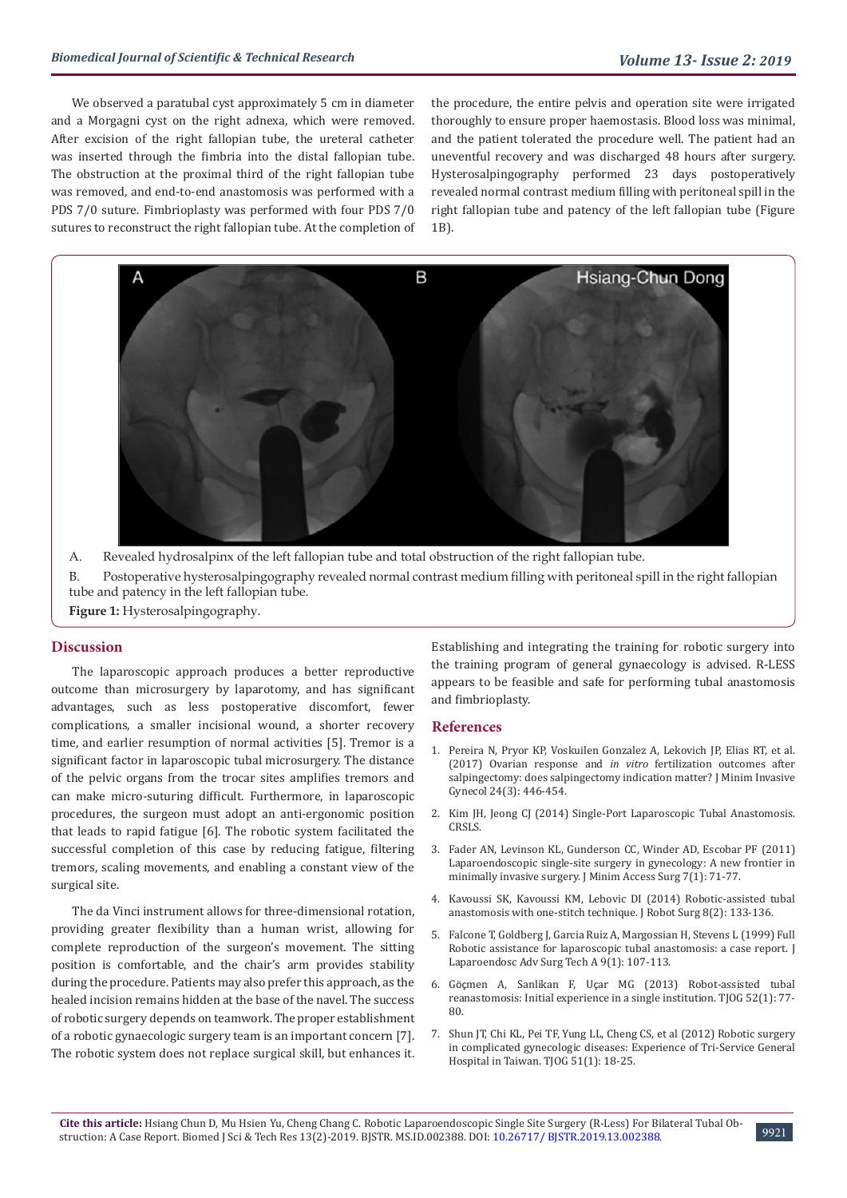We observed a paratubal cyst approximately 5 cm in diameter and a Morgagni cyst on the right adnexa, which were removed. After excision of the right fallopian tube, the ureteral catheter was inserted through the fimbria into the distal fallopian tube. The obstruction at the proximal third of the right fallopian tube was removed, and end-to-end anastomosis was performed with a PDS 7/0 suture. Fimbrioplasty was performed with four PDS 7/0 sutures to reconstruct the right fallopian tube. At the completion of the procedure, the entire pelvis and operation site were irrigated thoroughly to ensure proper haemostasis. Blood loss was minimal, and the patient tolerated the procedure well. The patient had an uneventful recovery and was discharged 48 hours after surgery. Hysterosalpingography performed 23 days postoperatively revealed normal contrast medium filling with peritoneal spill in the right fallopian tube and patency of the left fallopian tube (Figure 1B).

A. Revealed hydrosalpinx of the left fallopian tube and total obstruction of the right fallopian tube.

B. Postoperative hysterosalpingography revealed normal contrast medium filling with peritoneal spill in the right fallopian tube and patency in the left fallopian tube.

**Figure 1:** Hysterosalpingography.

## Discussion

The laparoscopic approach produces a better reproductive outcome than microsurgery by laparotomy, and has significant advantages, such as less postoperative discomfort, fewer complications, a smaller incisional wound, a shorter recovery time, and earlier resumption of normal activities [5]. Tremor is a significant factor in laparoscopic tubal microsurgery. The distance of the pelvic organs from the trocar sites amplifies tremors and can make micro-suturing difficult. Furthermore, in laparoscopic procedures, the surgeon must adopt an anti-ergonomic position that leads to rapid fatigue [6]. The robotic system facilitated the successful completion of this case by reducing fatigue, filtering tremors, scaling movements, and enabling a constant view of the surgical site.

The da Vinci instrument allows for three-dimensional rotation, providing greater flexibility than a human wrist, allowing for complete reproduction of the surgeon's movement. The sitting position is comfortable, and the chair's arm provides stability during the procedure. Patients may also prefer this approach, as the healed incision remains hidden at the base of the navel. The success of robotic surgery depends on teamwork. The proper establishment of a robotic gynaecologic surgery team is an important concern [7]. The robotic system does not replace surgical skill, but enhances it. Establishing and integrating the training for robotic surgery into the training program of general gynaecology is advised. R-LESS appears to be feasible and safe for performing tubal anastomosis and fimbrioplasty.

## References

1. Pereira N, Pryor KP, Voskuilen Gonzalez A, Lekovich JP, Elias RT, et al. (2017) Ovarian response and *in vitro* fertilization outcomes after salpingectomy: does salpingectomy indication matter? J Minim Invasive Gynecol 24(3): 446-454.
2. Kim JH, Jeong CJ (2014) Single-Port Laparoscopic Tubal Anastomosis. CRSLS.
3. Fader AN, Levinson KL, Gunderson CC, Winder AD, Escobar PF (2011) Laparoendoscopic single-site surgery in gynecology: A new frontier in minimally invasive surgery. J Minim Access Surg 7(1): 71-77.
4. Kavoussi SK, Kavoussi KM, Lebovic DI (2014) Robotic-assisted tubal anastomosis with one-stitch technique. J Robot Surg 8(2): 133-136.
5. Falcone T, Goldberg J, Garcia Ruiz A, Margossian H, Stevens L (1999) Full Robotic assistance for laparoscopic tubal anastomosis: a case report. J Laparoendosc Adv Surg Tech A 9(1): 107-113.
6. Göçmen A, Sanlikan F, Uçar MG (2013) Robot-assisted tubal reanastomosis: Initial experience in a single institution. TJOG 52(1): 77-80.
7. Shun JT, Chi KL, Pei TF, Yung LL, Cheng CS, et al (2012) Robotic surgery in complicated gynecologic diseases: Experience of Tri-Service General Hospital in Taiwan. TJOG 51(1): 18-25.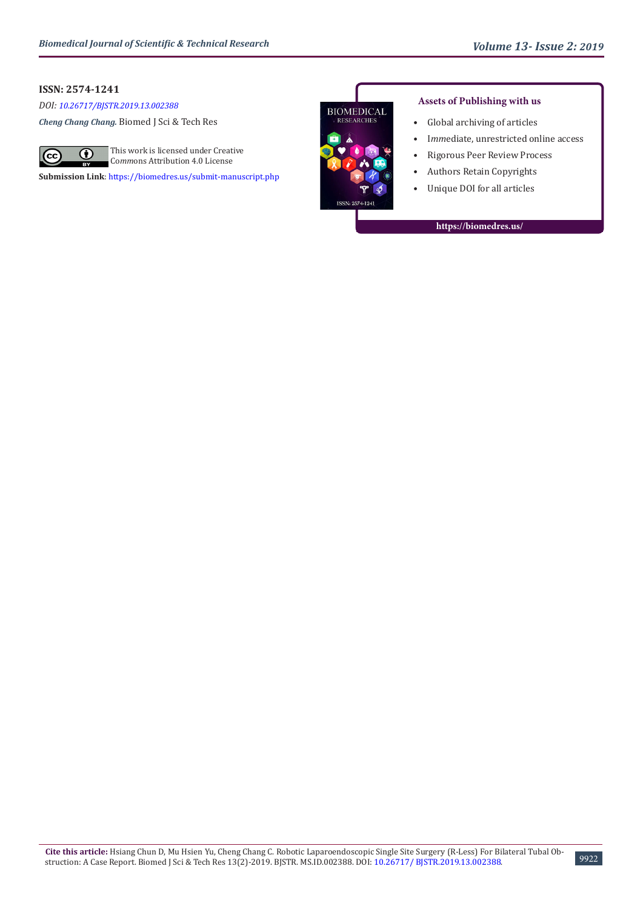**ISSN: 2574-1241**

*DOI: 10.26717/BJSTR.2019.13.002388*

***Cheng Chang Chang.*** Biomed J Sci & Tech Res

This work is licensed under Creative Commons Attribution 4.0 License

**Submission Link**: https://biomedres.us/submit-manuscript.php

**Assets of Publishing with us**

- Global archiving of articles
- Immediate, unrestricted online access
- Rigorous Peer Review Process
- Authors Retain Copyrights
- Unique DOI for all articles

**https://biomedres.us/**